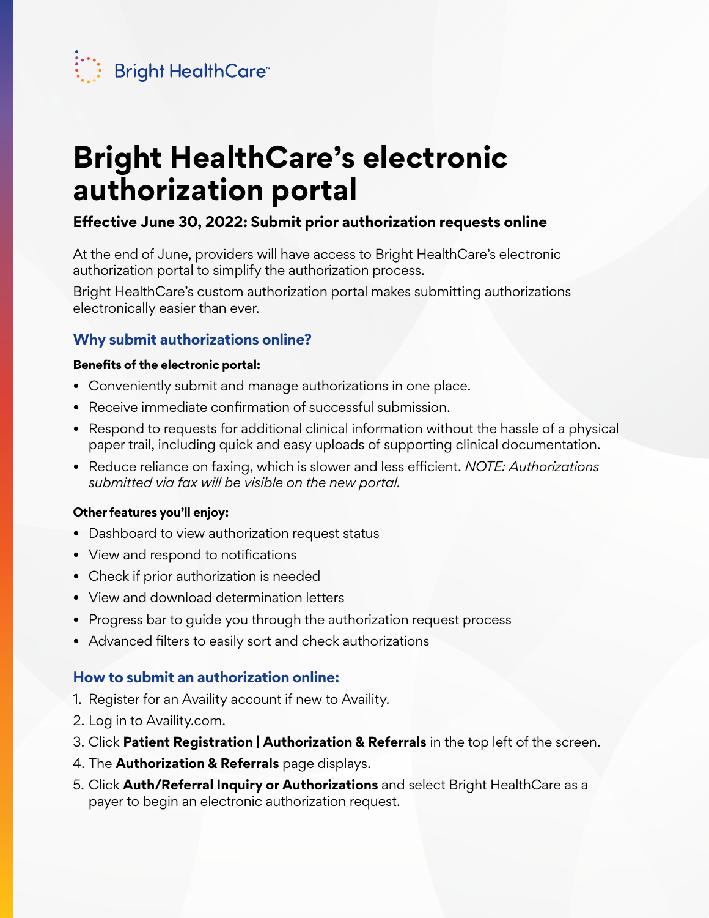Bright HealthCare™

# Bright HealthCare's electronic authorization portal

### Effective June 30, 2022: Submit prior authorization requests online

At the end of June, providers will have access to Bright HealthCare's electronic authorization portal to simplify the authorization process.

Bright HealthCare's custom authorization portal makes submitting authorizations electronically easier than ever.

## Why submit authorizations online?

**Benefits of the electronic portal:**

- Conveniently submit and manage authorizations in one place.
- Receive immediate confirmation of successful submission.
- Respond to requests for additional clinical information without the hassle of a physical paper trail, including quick and easy uploads of supporting clinical documentation.
- Reduce reliance on faxing, which is slower and less efficient. *NOTE: Authorizations submitted via fax will be visible on the new portal.*

**Other features you'll enjoy:**

- Dashboard to view authorization request status
- View and respond to notifications
- Check if prior authorization is needed
- View and download determination letters
- Progress bar to guide you through the authorization request process
- Advanced filters to easily sort and check authorizations

## How to submit an authorization online:

1. Register for an Availity account if new to Availity.
2. Log in to Availity.com.
3. Click **Patient Registration | Authorization & Referrals** in the top left of the screen.
4. The **Authorization & Referrals** page displays.
5. Click **Auth/Referral Inquiry or Authorizations** and select Bright HealthCare as a payer to begin an electronic authorization request.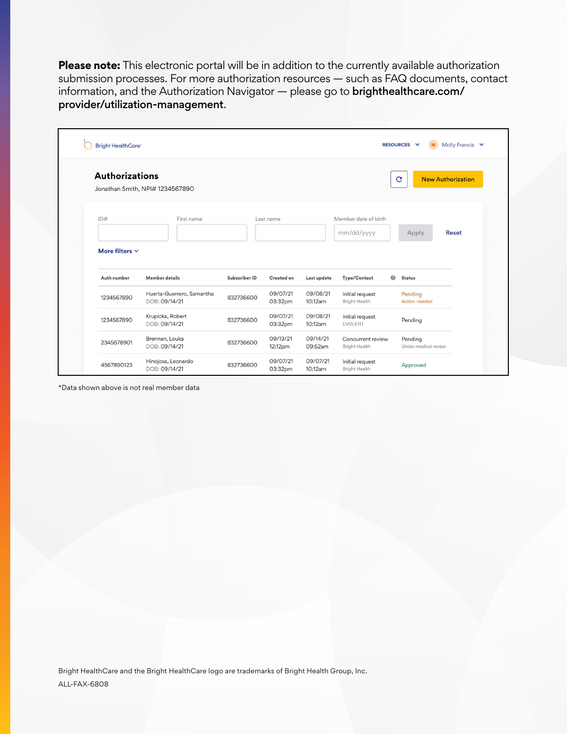**Please note:** This electronic portal will be in addition to the currently available authorization submission processes. For more authorization resources — such as FAQ documents, contact information, and the Authorization Navigator — please go to **brighthealthcare.com/provider/utilization-management**.

Bright HealthCare · RESOURCES · Molly Francis

## Authorizations

Jonathan Smith, NPI# 1234567890

New Authorization

ID# · First name · Last name · Member date of birth (mm/dd/yyyy) · Apply · Reset

More filters

| Auth number | Member details | Subscriber ID | Created on | Last update | Type/Contact | Status |
|---|---|---|---|---|---|---|
| 1234567890 | Huerta-Guerrero, Samantha DOB: 09/14/21 | 832736600 | 09/07/21 03:32pm | 09/08/21 10:12am | Initial request Bright Health | Pending Action needed |
| 1234567890 | Krupicka, Robert DOB: 09/14/21 | 832736600 | 09/07/21 03:32pm | 09/08/21 10:12am | Initial request EVOLENT | Pending |
| 2345678901 | Brennan, Louka DOB: 09/14/21 | 832736600 | 09/13/21 12:12pm | 09/14/21 09:52am | Concurrent review Bright Health | Pending Under medical revew |
| 4567890123 | Hinojosa, Leonardo DOB: 09/14/21 | 832736600 | 09/07/21 03:32pm | 09/07/21 10:12am | Initial request Bright Health | Approved |

*Data shown above is not real member data

Bright HealthCare and the Bright HealthCare logo are trademarks of Bright Health Group, Inc.

ALL-FAX-6808